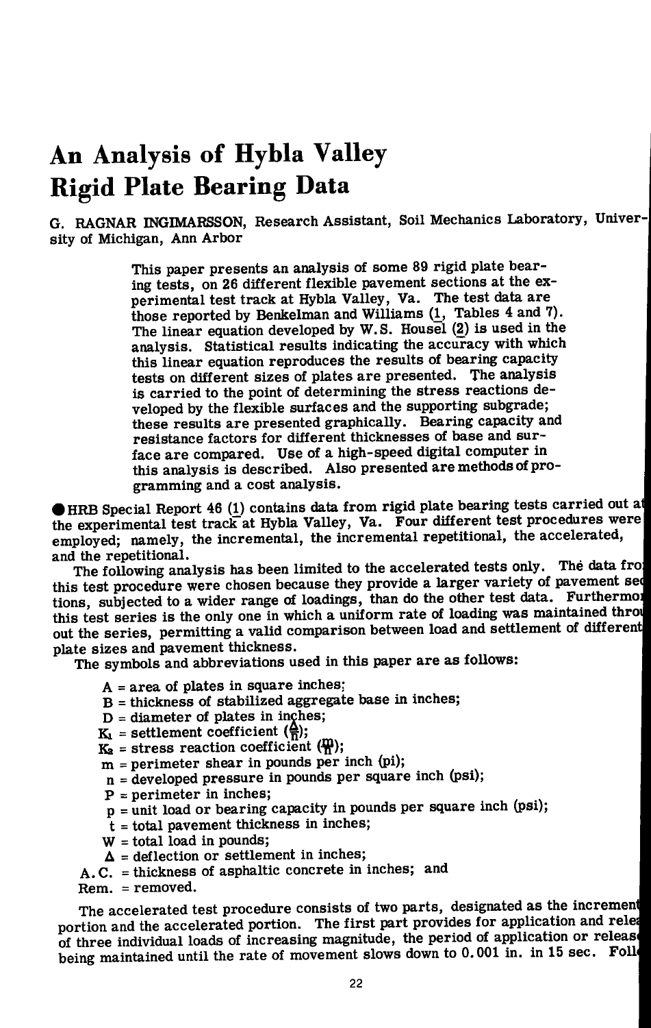# An Analysis of Hybla Valley Rigid Plate Bearing Data

G. RAGNAR INGIMARSSON, Research Assistant, Soil Mechanics Laboratory, University of Michigan, Ann Arbor

> This paper presents an analysis of some 89 rigid plate bearing tests, on 26 different flexible pavement sections at the experimental test track at Hybla Valley, Va. The test data are those reported by Benkelman and Williams (1, Tables 4 and 7). The linear equation developed by W.S. Housel (2) is used in the analysis. Statistical results indicating the accuracy with which this linear equation reproduces the results of bearing capacity tests on different sizes of plates are presented. The analysis is carried to the point of determining the stress reactions developed by the flexible surfaces and the supporting subgrade; these results are presented graphically. Bearing capacity and resistance factors for different thicknesses of base and surface are compared. Use of a high-speed digital computer in this analysis is described. Also presented are methods of programming and a cost analysis.

● HRB Special Report 46 (1) contains data from rigid plate bearing tests carried out at the experimental test track at Hybla Valley, Va. Four different test procedures were employed; namely, the incremental, the incremental repetitional, the accelerated, and the repetitional.

The following analysis has been limited to the accelerated tests only. The data from this test procedure were chosen because they provide a larger variety of pavement sections, subjected to a wider range of loadings, than do the other test data. Furthermore, this test series is the only one in which a uniform rate of loading was maintained throughout the series, permitting a valid comparison between load and settlement of different plate sizes and pavement thickness.

The symbols and abbreviations used in this paper are as follows:

- A = area of plates in square inches;
- B = thickness of stabilized aggregate base in inches;
- D = diameter of plates in inches;
- $K_1$ = settlement coefficient ($\frac{\Delta}{n}$);
- $K_2$ = stress reaction coefficient ($\frac{m}{n}$);
- m = perimeter shear in pounds per inch (pi);
- n = developed pressure in pounds per square inch (psi);
- P = perimeter in inches;
- p = unit load or bearing capacity in pounds per square inch (psi);
- t = total pavement thickness in inches;
- W = total load in pounds;
- Δ = deflection or settlement in inches;
- A.C. = thickness of asphaltic concrete in inches; and
- Rem. = removed.

The accelerated test procedure consists of two parts, designated as the increment portion and the accelerated portion. The first part provides for application and release of three individual loads of increasing magnitude, the period of application or release being maintained until the rate of movement slows down to 0.001 in. in 15 sec. Foll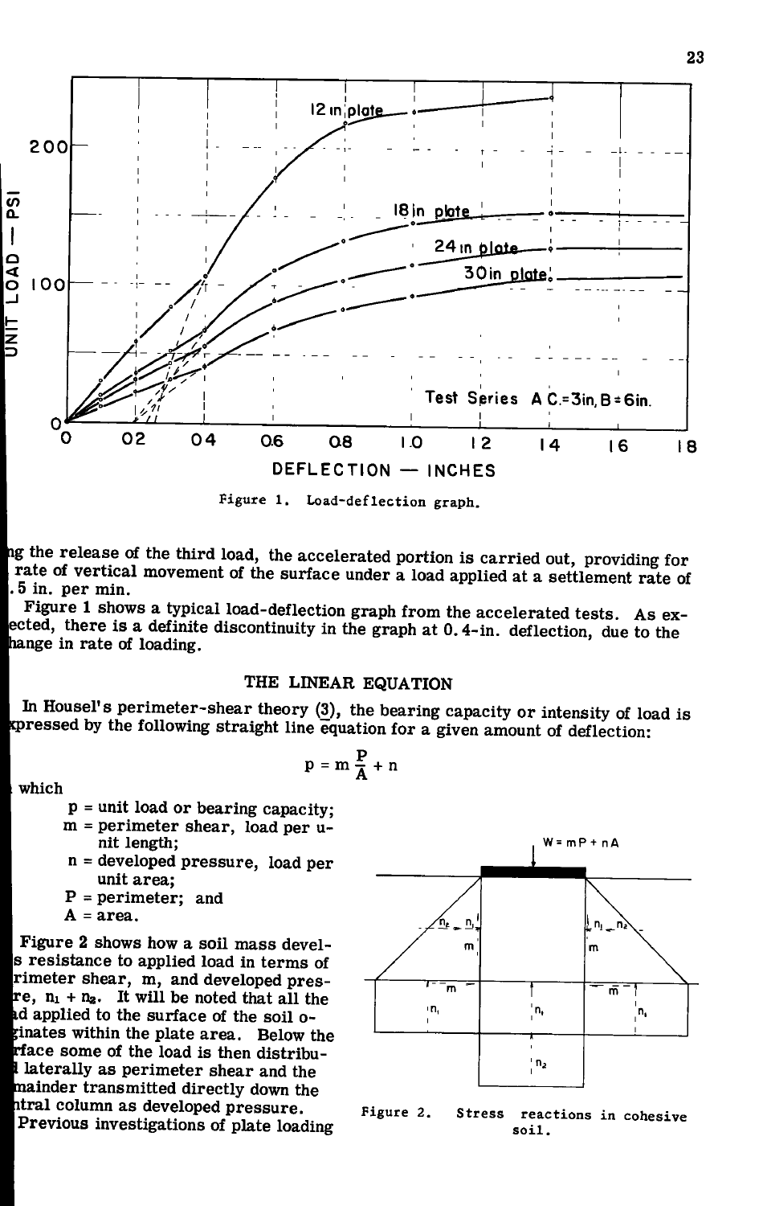Figure 1. Load-deflection graph.

ng the release of the third load, the accelerated portion is carried out, providing for rate of vertical movement of the surface under a load applied at a settlement rate of .5 in. per min.

Figure 1 shows a typical load-deflection graph from the accelerated tests. As expected, there is a definite discontinuity in the graph at 0.4-in. deflection, due to the hange in rate of loading.

## THE LINEAR EQUATION

In Housel's perimeter-shear theory (3), the bearing capacity or intensity of load is xpressed by the following straight line equation for a given amount of deflection:

$$p = m \frac{P}{A} + n$$

which

- p = unit load or bearing capacity;
- m = perimeter shear, load per unit length;
- n = developed pressure, load per unit area;
- P = perimeter; and
- A = area.

Figure 2 shows how a soil mass develops resistance to applied load in terms of rimeter shear, m, and developed pressure, $n_1 + n_2$. It will be noted that all the ad applied to the surface of the soil originates within the plate area. Below the rface some of the load is then distributed laterally as perimeter shear and the mainder transmitted directly down the ntral column as developed pressure.

Figure 2. Stress reactions in cohesive soil.

Previous investigations of plate loading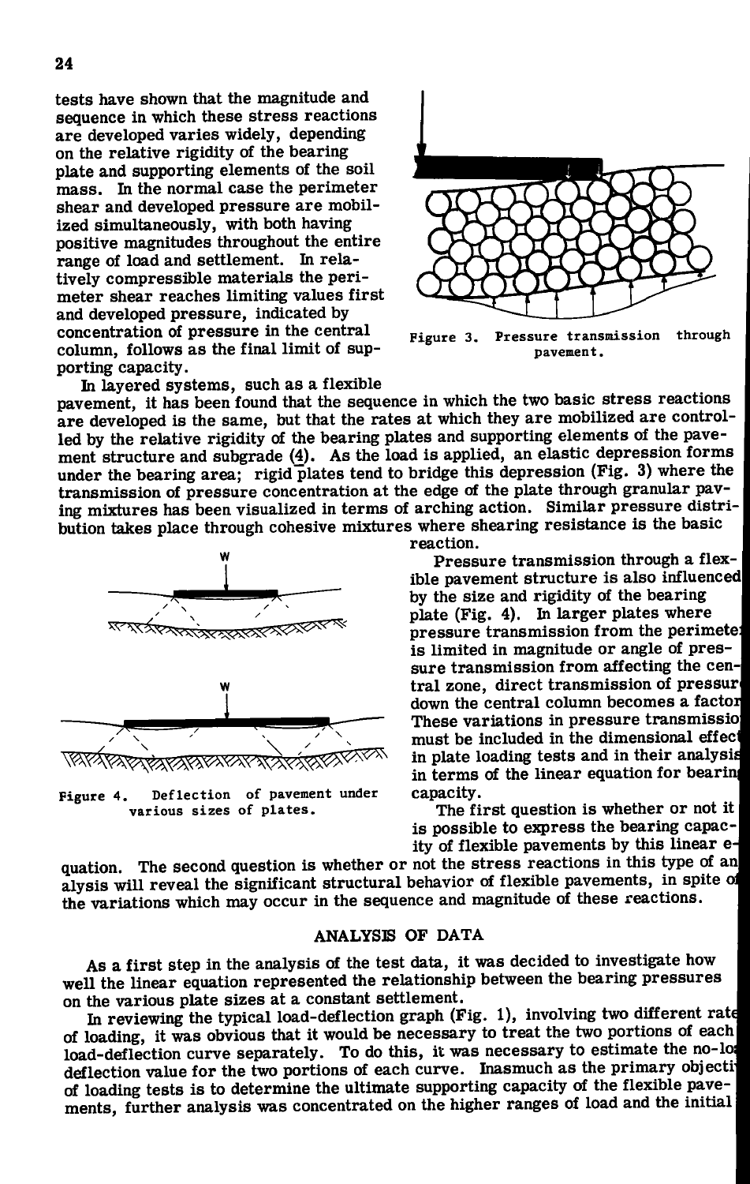tests have shown that the magnitude and sequence in which these stress reactions are developed varies widely, depending on the relative rigidity of the bearing plate and supporting elements of the soil mass. In the normal case the perimeter shear and developed pressure are mobilized simultaneously, with both having positive magnitudes throughout the entire range of load and settlement. In relatively compressible materials the perimeter shear reaches limiting values first and developed pressure, indicated by concentration of pressure in the central column, follows as the final limit of supporting capacity.

Figure 3. Pressure transmission through pavement.

In layered systems, such as a flexible pavement, it has been found that the sequence in which the two basic stress reactions are developed is the same, but that the rates at which they are mobilized are controlled by the relative rigidity of the bearing plates and supporting elements of the pavement structure and subgrade (4). As the load is applied, an elastic depression forms under the bearing area; rigid plates tend to bridge this depression (Fig. 3) where the transmission of pressure concentration at the edge of the plate through granular paving mixtures has been visualized in terms of arching action. Similar pressure distribution takes place through cohesive mixtures where shearing resistance is the basic reaction.

Figure 4. Deflection of pavement under various sizes of plates.

Pressure transmission through a flexible pavement structure is also influenced by the size and rigidity of the bearing plate (Fig. 4). In larger plates where pressure transmission from the perimeter is limited in magnitude or angle of pressure transmission from affecting the central zone, direct transmission of pressure down the central column becomes a factor. These variations in pressure transmission must be included in the dimensional effect in plate loading tests and in their analysis in terms of the linear equation for bearing capacity.

The first question is whether or not it is possible to express the bearing capacity of flexible pavements by this linear equation. The second question is whether or not the stress reactions in this type of analysis will reveal the significant structural behavior of flexible pavements, in spite of the variations which may occur in the sequence and magnitude of these reactions.

## ANALYSIS OF DATA

As a first step in the analysis of the test data, it was decided to investigate how well the linear equation represented the relationship between the bearing pressures on the various plate sizes at a constant settlement.

In reviewing the typical load-deflection graph (Fig. 1), involving two different rate of loading, it was obvious that it would be necessary to treat the two portions of each load-deflection curve separately. To do this, it was necessary to estimate the no-load deflection value for the two portions of each curve. Inasmuch as the primary objective of loading tests is to determine the ultimate supporting capacity of the flexible pavements, further analysis was concentrated on the higher ranges of load and the initial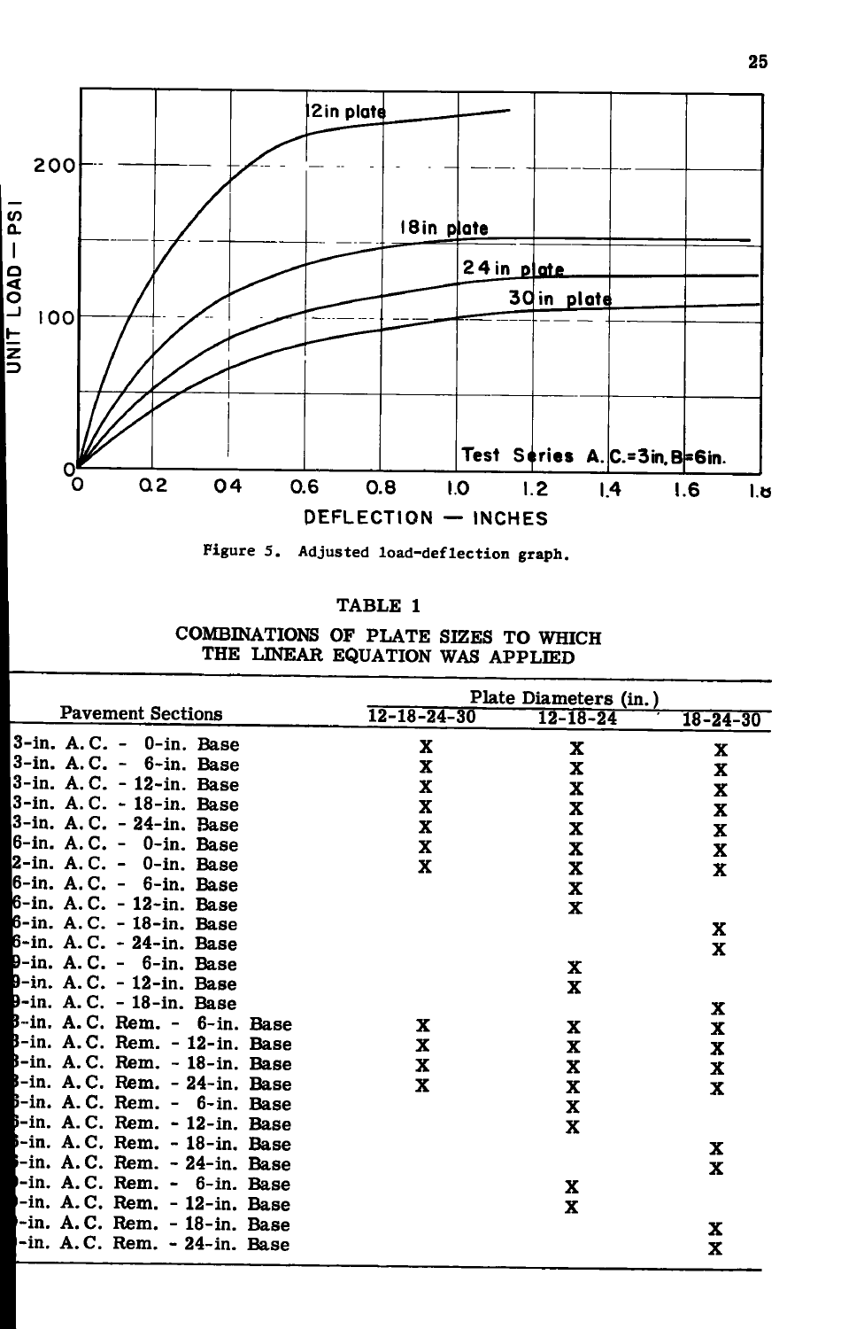Figure 5. Adjusted load-deflection graph.

**TABLE 1**

**COMBINATIONS OF PLATE SIZES TO WHICH THE LINEAR EQUATION WAS APPLIED**

| Pavement Sections | Plate Diameters (in.) | | |
|---|---|---|---|
| | 12-18-24-30 | 12-18-24 | 18-24-30 |
| 3-in. A.C. - 0-in. Base | X | X | X |
| 3-in. A.C. - 6-in. Base | X | X | X |
| 3-in. A.C. - 12-in. Base | X | X | X |
| 3-in. A.C. - 18-in. Base | X | X | X |
| 3-in. A.C. - 24-in. Base | X | X | X |
| 6-in. A.C. - 0-in. Base | X | X | X |
| 12-in. A.C. - 0-in. Base | X | X | X |
| 6-in. A.C. - 6-in. Base | | X | |
| 6-in. A.C. - 12-in. Base | | X | |
| 6-in. A.C. - 18-in. Base | | | X |
| 6-in. A.C. - 24-in. Base | | | X |
| 9-in. A.C. - 6-in. Base | | X | |
| 9-in. A.C. - 12-in. Base | | X | |
| 9-in. A.C. - 18-in. Base | | | X |
| 3-in. A.C. Rem. - 6-in. Base | X | X | X |
| 3-in. A.C. Rem. - 12-in. Base | X | X | X |
| 3-in. A.C. Rem. - 18-in. Base | X | X | X |
| 3-in. A.C. Rem. - 24-in. Base | X | X | X |
| 6-in. A.C. Rem. - 6-in. Base | | X | |
| 6-in. A.C. Rem. - 12-in. Base | | X | |
| 6-in. A.C. Rem. - 18-in. Base | | | X |
| 6-in. A.C. Rem. - 24-in. Base | | | X |
| 9-in. A.C. Rem. - 6-in. Base | | X | |
| 9-in. A.C. Rem. - 12-in. Base | | X | |
| 9-in. A.C. Rem. - 18-in. Base | | | X |
| 9-in. A.C. Rem. - 24-in. Base | | | X |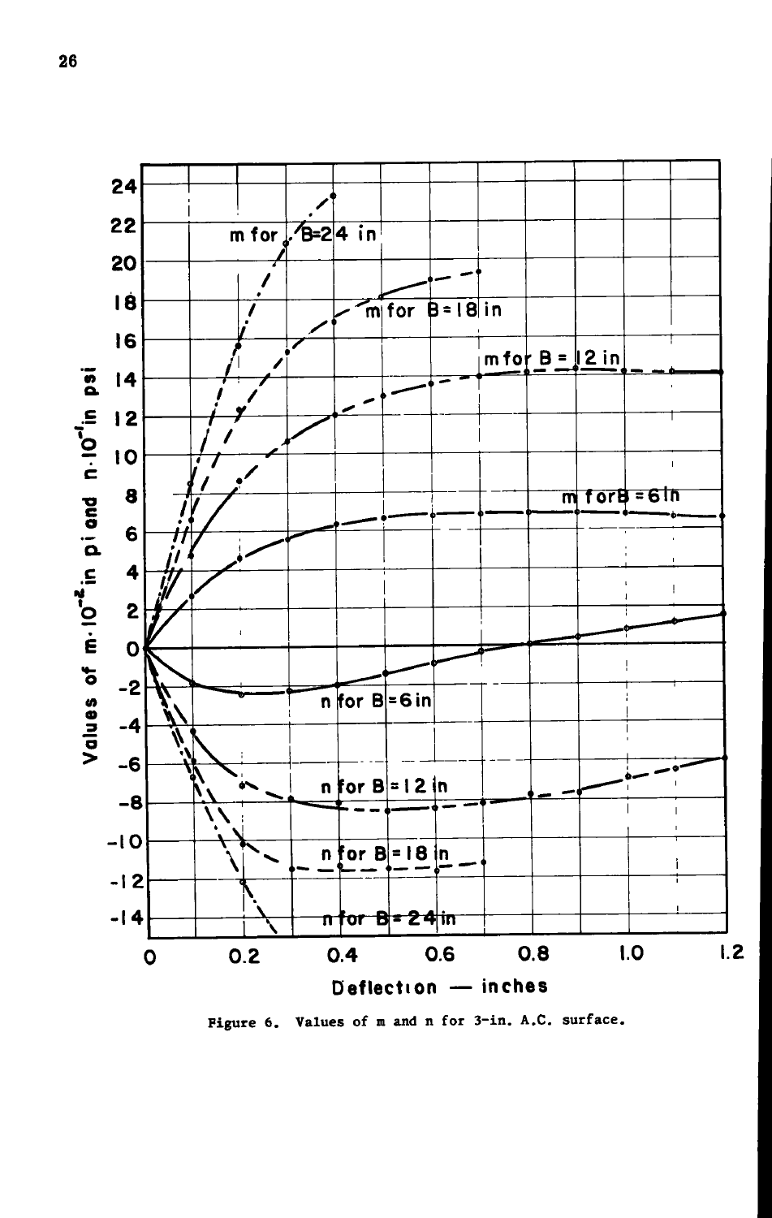Figure 6. Values of m and n for 3-in. A.C. surface.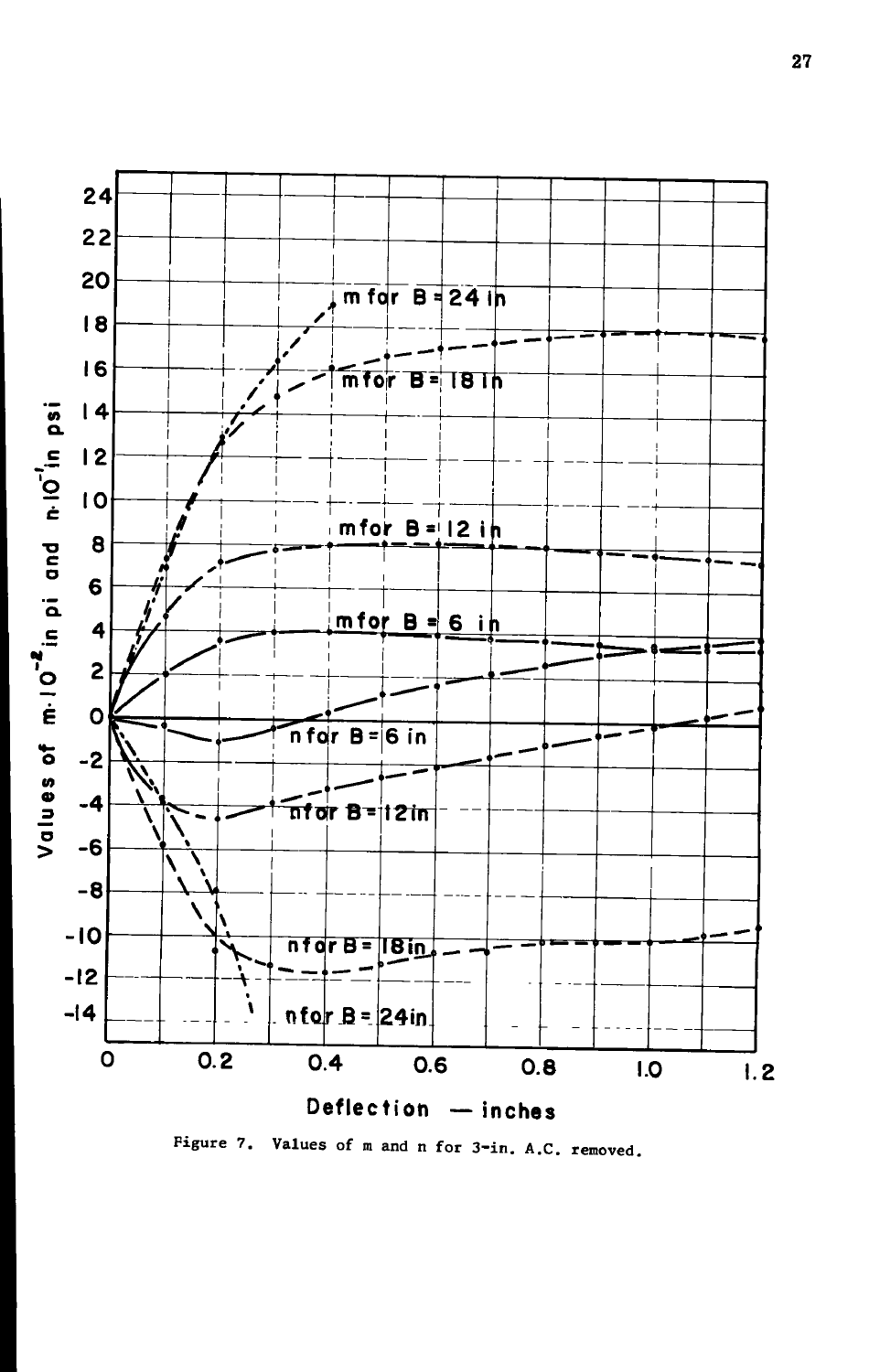Figure 7. Values of m and n for 3-in. A.C. removed.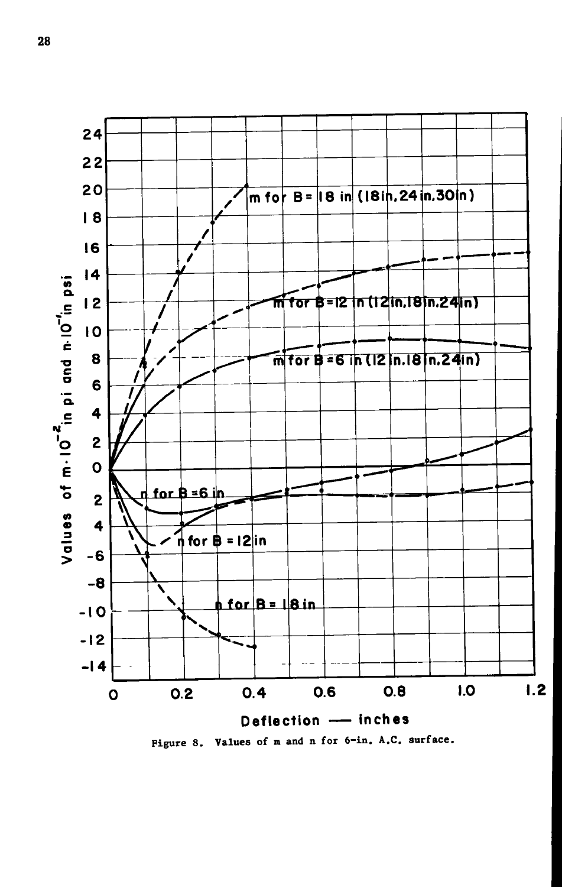Figure 8. Values of m and n for 6-in. A.C. surface.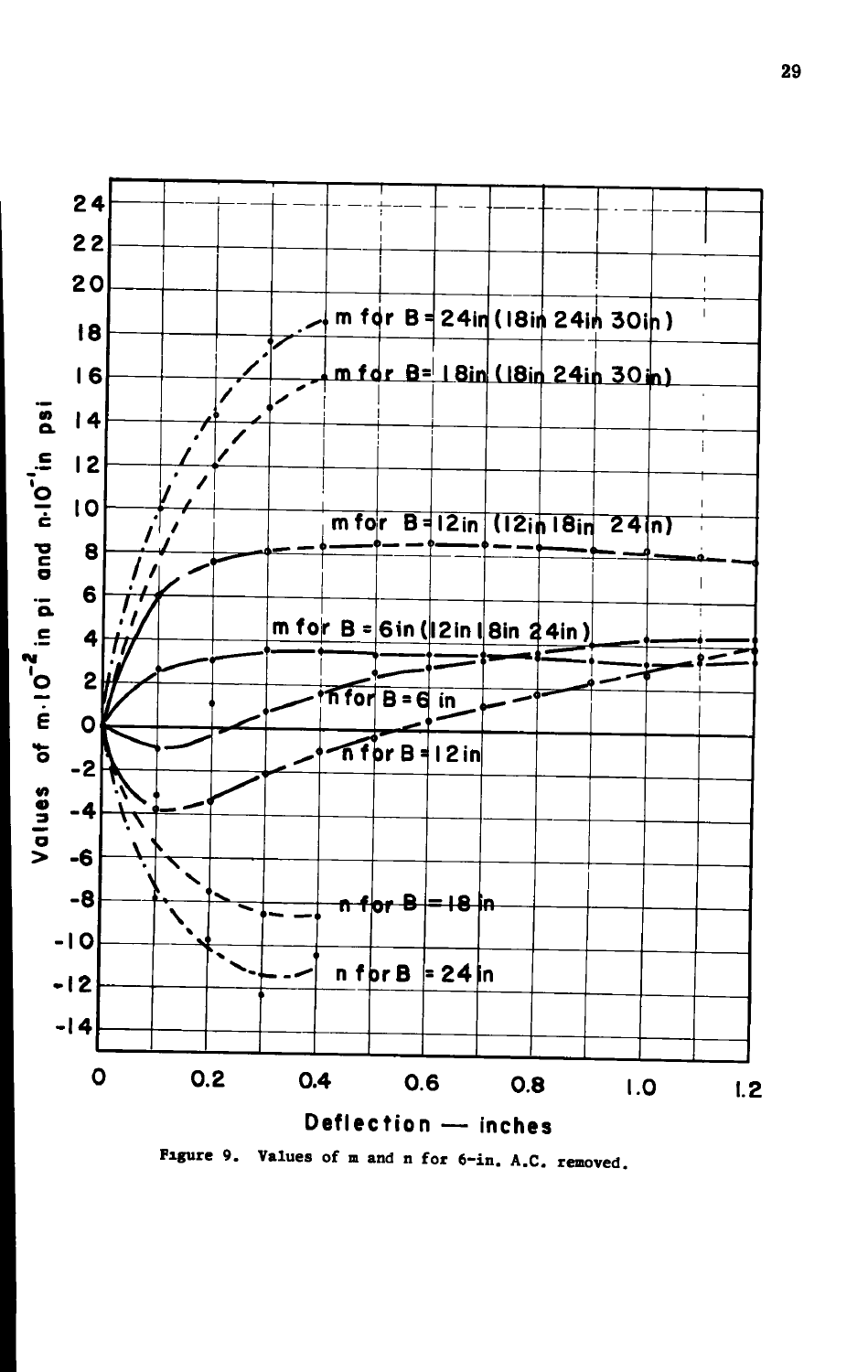Figure 9. Values of m and n for 6-in. A.C. removed.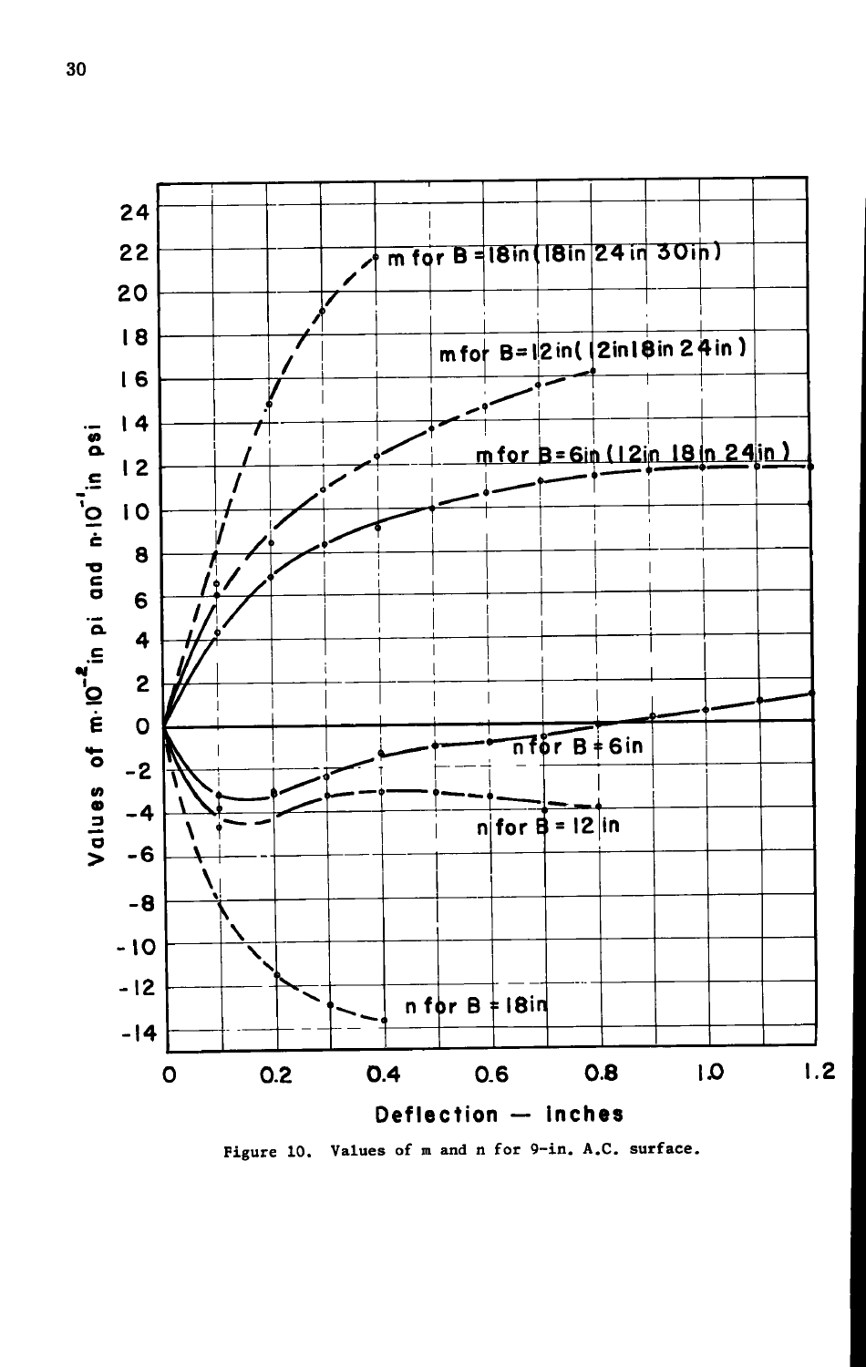Figure 10. Values of m and n for 9-in. A.C. surface.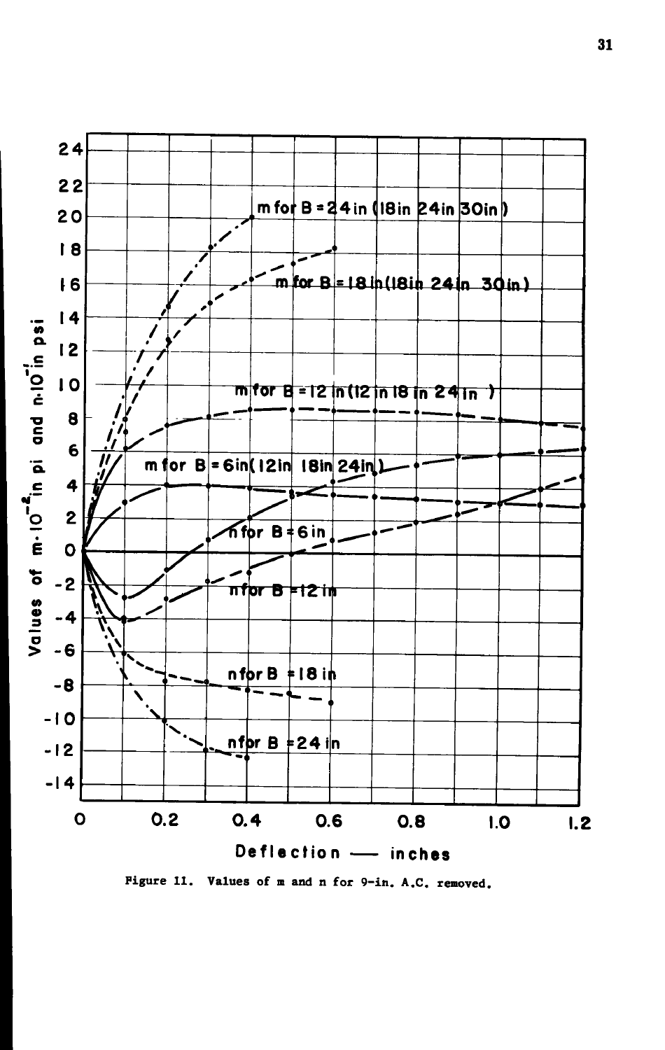Figure 11. Values of m and n for 9-in. A.C. removed.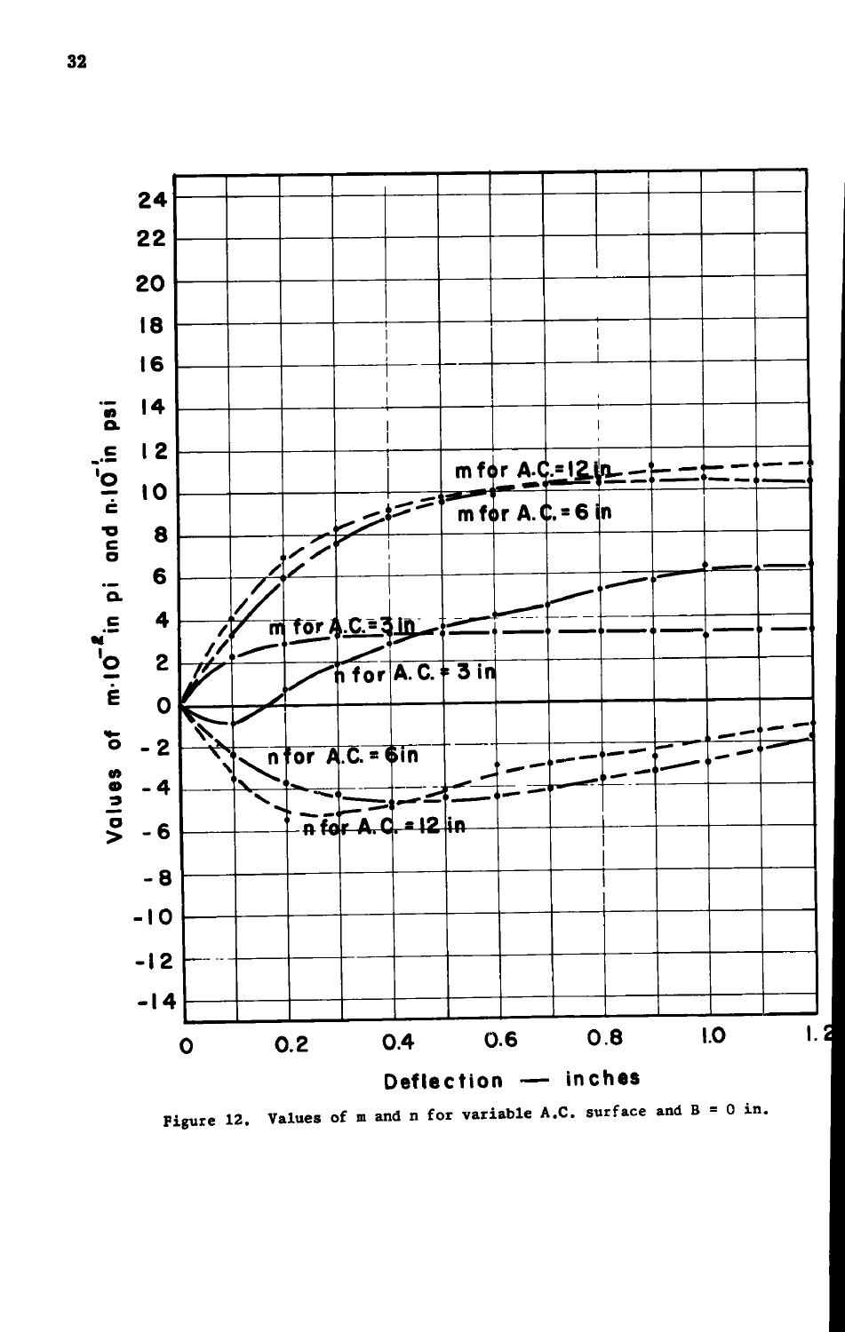Figure 12. Values of m and n for variable A.C. surface and B = 0 in.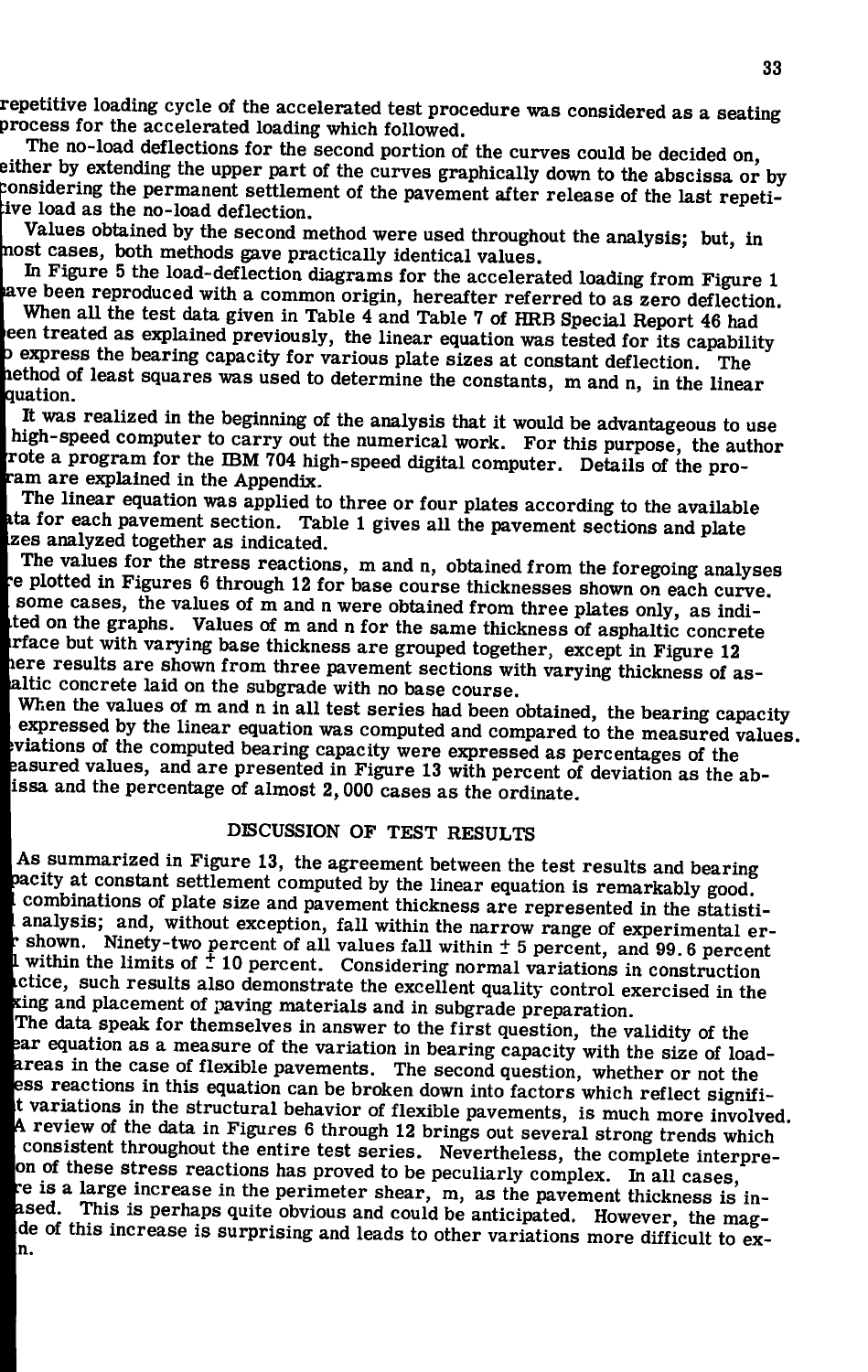repetitive loading cycle of the accelerated test procedure was considered as a seating process for the accelerated loading which followed.

The no-load deflections for the second portion of the curves could be decided on, either by extending the upper part of the curves graphically down to the abscissa or by considering the permanent settlement of the pavement after release of the last repetitive load as the no-load deflection.

Values obtained by the second method were used throughout the analysis; but, in most cases, both methods gave practically identical values.

In Figure 5 the load-deflection diagrams for the accelerated loading from Figure 1 have been reproduced with a common origin, hereafter referred to as zero deflection.

When all the test data given in Table 4 and Table 7 of HRB Special Report 46 had been treated as explained previously, the linear equation was tested for its capability to express the bearing capacity for various plate sizes at constant deflection. The method of least squares was used to determine the constants, m and n, in the linear equation.

It was realized in the beginning of the analysis that it would be advantageous to use a high-speed computer to carry out the numerical work. For this purpose, the author wrote a program for the IBM 704 high-speed digital computer. Details of the program are explained in the Appendix.

The linear equation was applied to three or four plates according to the available data for each pavement section. Table 1 gives all the pavement sections and plate sizes analyzed together as indicated.

The values for the stress reactions, m and n, obtained from the foregoing analyses are plotted in Figures 6 through 12 for base course thicknesses shown on each curve. In some cases, the values of m and n were obtained from three plates only, as indicated on the graphs. Values of m and n for the same thickness of asphaltic concrete surface but with varying base thickness are grouped together, except in Figure 12 where results are shown from three pavement sections with varying thickness of asphaltic concrete laid on the subgrade with no base course.

When the values of m and n in all test series had been obtained, the bearing capacity as expressed by the linear equation was computed and compared to the measured values. Deviations of the computed bearing capacity were expressed as percentages of the measured values, and are presented in Figure 13 with percent of deviation as the abscissa and the percentage of almost 2,000 cases as the ordinate.

## DISCUSSION OF TEST RESULTS

As summarized in Figure 13, the agreement between the test results and bearing capacity at constant settlement computed by the linear equation is remarkably good. All combinations of plate size and pavement thickness are represented in the statistical analysis; and, without exception, fall within the narrow range of experimental error shown. Ninety-two percent of all values fall within ± 5 percent, and 99.6 percent fall within the limits of ± 10 percent. Considering normal variations in construction practice, such results also demonstrate the excellent quality control exercised in the mixing and placement of paving materials and in subgrade preparation.

The data speak for themselves in answer to the first question, the validity of the linear equation as a measure of the variation in bearing capacity with the size of loaded areas in the case of flexible pavements. The second question, whether or not the stress reactions in this equation can be broken down into factors which reflect significant variations in the structural behavior of flexible pavements, is much more involved. A review of the data in Figures 6 through 12 brings out several strong trends which are consistent throughout the entire test series. Nevertheless, the complete interpretation of these stress reactions has proved to be peculiarly complex. In all cases, there is a large increase in the perimeter shear, m, as the pavement thickness is increased. This is perhaps quite obvious and could be anticipated. However, the magnitude of this increase is surprising and leads to other variations more difficult to explain.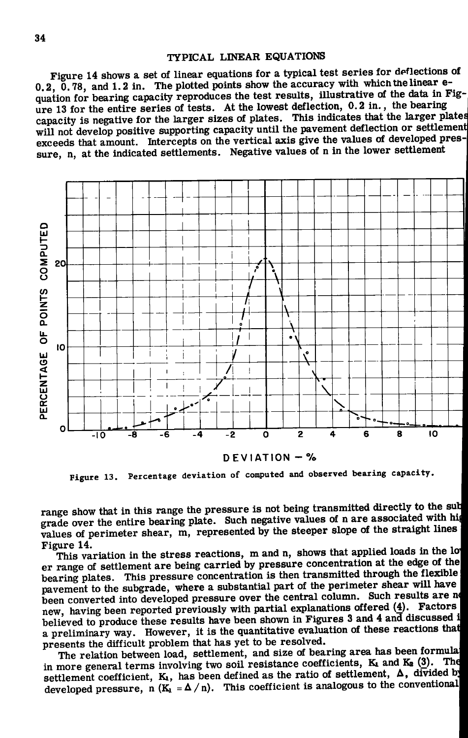## TYPICAL LINEAR EQUATIONS

Figure 14 shows a set of linear equations for a typical test series for deflections of 0.2, 0.78, and 1.2 in. The plotted points show the accuracy with which the linear equation for bearing capacity reproduces the test results, illustrative of the data in Figure 13 for the entire series of tests. At the lowest deflection, 0.2 in., the bearing capacity is negative for the larger sizes of plates. This indicates that the larger plates will not develop positive supporting capacity until the pavement deflection or settlement exceeds that amount. Intercepts on the vertical axis give the values of developed pressure, n, at the indicated settlements. Negative values of n in the lower settlement

Figure 13. Percentage deviation of computed and observed bearing capacity.

range show that in this range the pressure is not being transmitted directly to the subgrade over the entire bearing plate. Such negative values of n are associated with high values of perimeter shear, m, represented by the steeper slope of the straight lines in Figure 14.

This variation in the stress reactions, m and n, shows that applied loads in the lower range of settlement are being carried by pressure concentration at the edge of the bearing plates. This pressure concentration is then transmitted through the flexible pavement to the subgrade, where a substantial part of the perimeter shear will have been converted into developed pressure over the central column. Such results are not new, having been reported previously with partial explanations offered (4). Factors believed to produce these results have been shown in Figures 3 and 4 and discussed in a preliminary way. However, it is the quantitative evaluation of these reactions that presents the difficult problem that has yet to be resolved.

The relation between load, settlement, and size of bearing area has been formulated in more general terms involving two soil resistance coefficients, $K_1$ and $K_2$ (3). The settlement coefficient, $K_1$, has been defined as the ratio of settlement, $\Delta$, divided by developed pressure, n ($K_1 = \Delta / n$). This coefficient is analogous to the conventional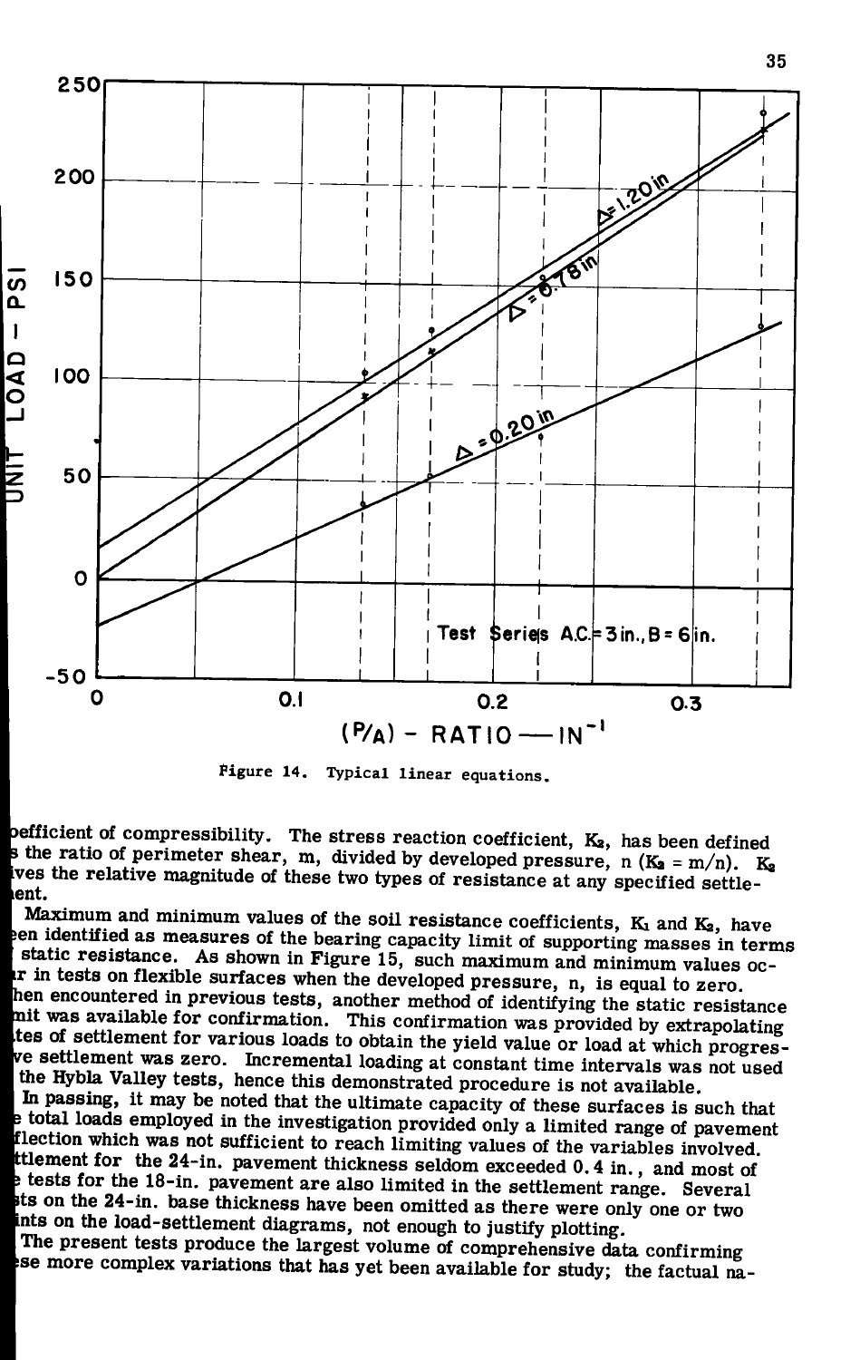Figure 14. Typical linear equations.

oefficient of compressibility. The stress reaction coefficient, $K_2$, has been defined s the ratio of perimeter shear, m, divided by developed pressure, n ($K_2 = m/n$). $K_2$ ives the relative magnitude of these two types of resistance at any specified settle- ent.

Maximum and minimum values of the soil resistance coefficients, $K_1$ and $K_2$, have een identified as measures of the bearing capacity limit of supporting masses in terms static resistance. As shown in Figure 15, such maximum and minimum values oc- r in tests on flexible surfaces when the developed pressure, n, is equal to zero. hen encountered in previous tests, another method of identifying the static resistance mit was available for confirmation. This confirmation was provided by extrapolating tes of settlement for various loads to obtain the yield value or load at which progres- ve settlement was zero. Incremental loading at constant time intervals was not used the Hybla Valley tests, hence this demonstrated procedure is not available.

In passing, it may be noted that the ultimate capacity of these surfaces is such that e total loads employed in the investigation provided only a limited range of pavement flection which was not sufficient to reach limiting values of the variables involved. ttlement for the 24-in. pavement thickness seldom exceeded 0.4 in., and most of e tests for the 18-in. pavement are also limited in the settlement range. Several ts on the 24-in. base thickness have been omitted as there were only one or two ints on the load-settlement diagrams, not enough to justify plotting.

The present tests produce the largest volume of comprehensive data confirming se more complex variations that has yet been available for study; the factual na-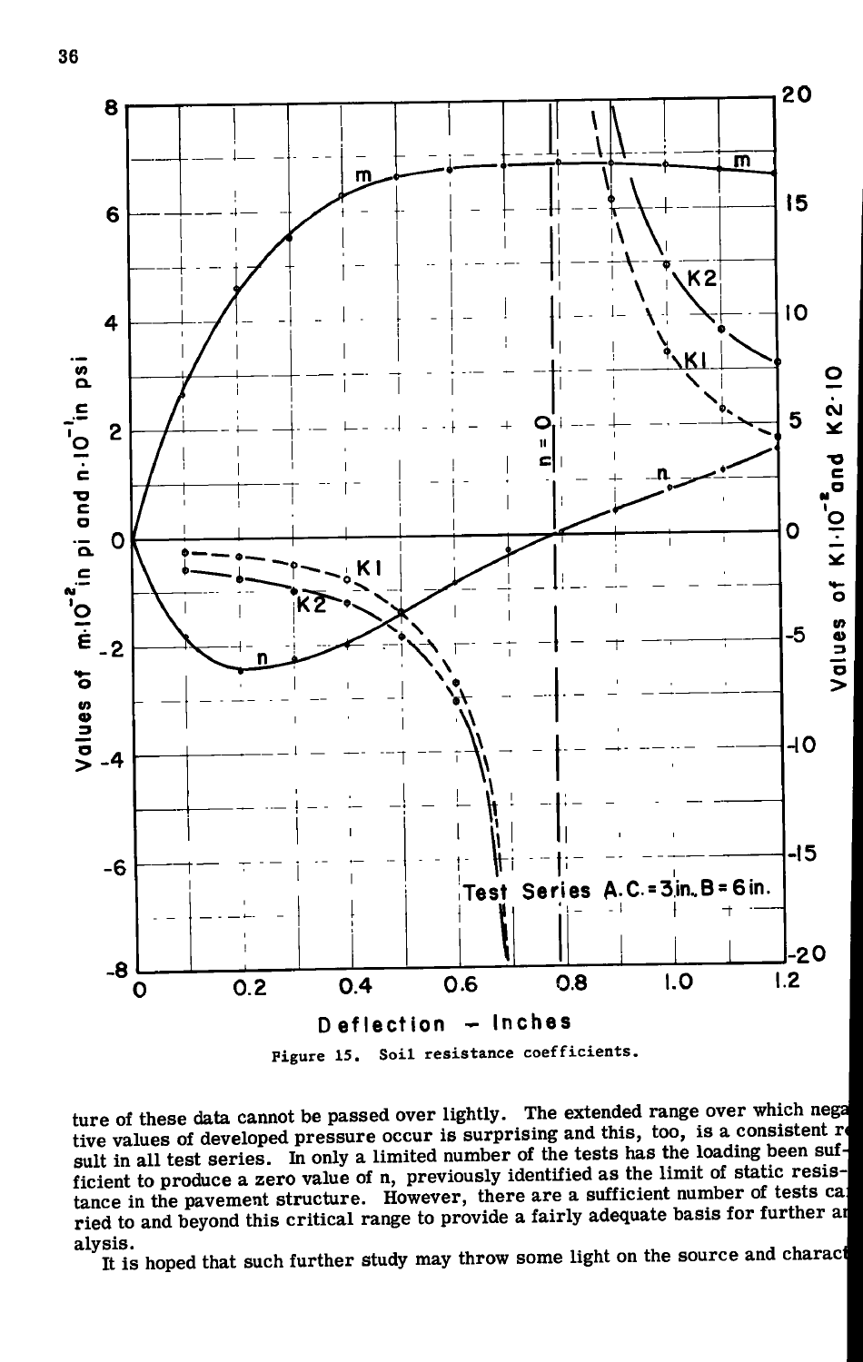Figure 15. Soil resistance coefficients.

ture of these data cannot be passed over lightly. The extended range over which negative values of developed pressure occur is surprising and this, too, is a consistent result in all test series. In only a limited number of the tests has the loading been sufficient to produce a zero value of n, previously identified as the limit of static resistance in the pavement structure. However, there are a sufficient number of tests carried to and beyond this critical range to provide a fairly adequate basis for further analysis.

It is hoped that such further study may throw some light on the source and charact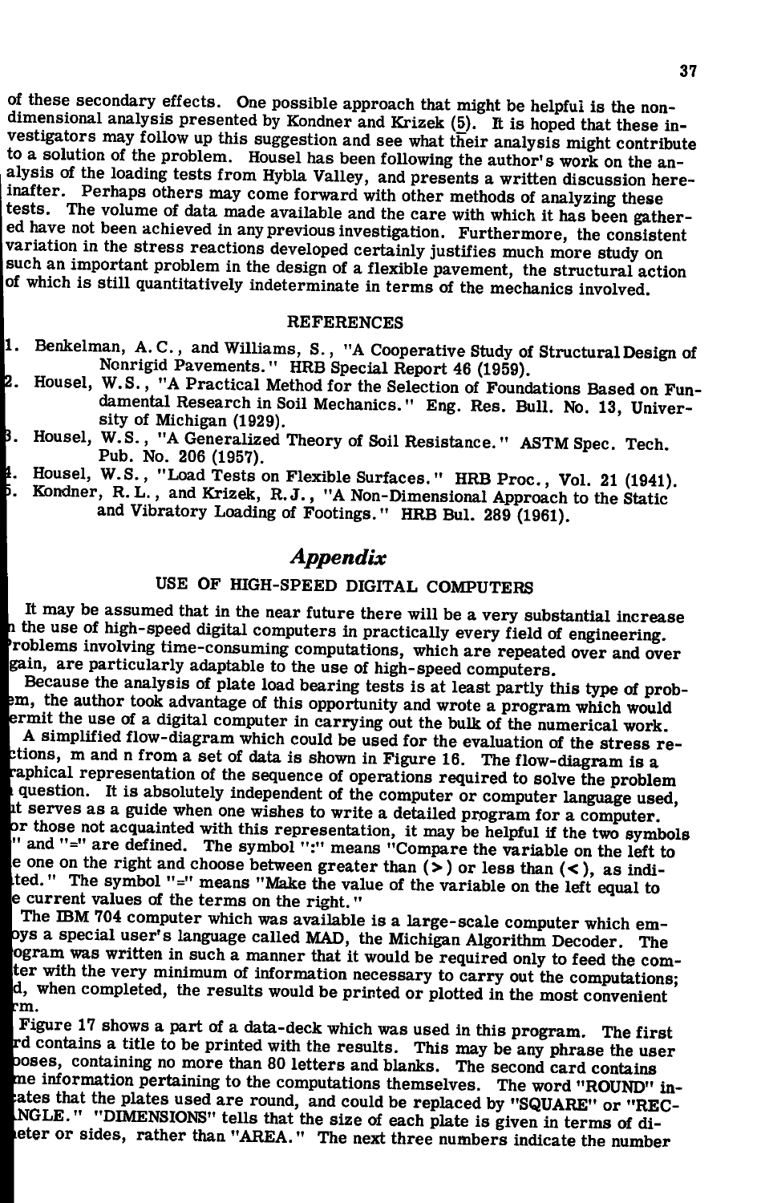of these secondary effects. One possible approach that might be helpful is the non-dimensional analysis presented by Kondner and Krizek (5). It is hoped that these investigators may follow up this suggestion and see what their analysis might contribute to a solution of the problem. Housel has been following the author's work on the analysis of the loading tests from Hybla Valley, and presents a written discussion hereinafter. Perhaps others may come forward with other methods of analyzing these tests. The volume of data made available and the care with which it has been gathered have not been achieved in any previous investigation. Furthermore, the consistent variation in the stress reactions developed certainly justifies much more study on such an important problem in the design of a flexible pavement, the structural action of which is still quantitatively indeterminate in terms of the mechanics involved.

## REFERENCES

1. Benkelman, A.C., and Williams, S., "A Cooperative Study of Structural Design of Nonrigid Pavements." HRB Special Report 46 (1959).
2. Housel, W.S., "A Practical Method for the Selection of Foundations Based on Fundamental Research in Soil Mechanics." Eng. Res. Bull. No. 13, University of Michigan (1929).
3. Housel, W.S., "A Generalized Theory of Soil Resistance." ASTM Spec. Tech. Pub. No. 206 (1957).
4. Housel, W.S., "Load Tests on Flexible Surfaces." HRB Proc., Vol. 21 (1941).
5. Kondner, R.L., and Krizek, R.J., "A Non-Dimensional Approach to the Static and Vibratory Loading of Footings." HRB Bul. 289 (1961).

# *Appendix*

## USE OF HIGH-SPEED DIGITAL COMPUTERS

It may be assumed that in the near future there will be a very substantial increase in the use of high-speed digital computers in practically every field of engineering. Problems involving time-consuming computations, which are repeated over and over again, are particularly adaptable to the use of high-speed computers.

Because the analysis of plate load bearing tests is at least partly this type of problem, the author took advantage of this opportunity and wrote a program which would permit the use of a digital computer in carrying out the bulk of the numerical work.

A simplified flow-diagram which could be used for the evaluation of the stress reactions, m and n from a set of data is shown in Figure 16. The flow-diagram is a graphical representation of the sequence of operations required to solve the problem in question. It is absolutely independent of the computer or computer language used, but serves as a guide when one wishes to write a detailed program for a computer. For those not acquainted with this representation, it may be helpful if the two symbols ":" and "=" are defined. The symbol ":" means "Compare the variable on the left to the one on the right and choose between greater than (>) or less than (<), as indicated." The symbol "=" means "Make the value of the variable on the left equal to the current values of the terms on the right."

The IBM 704 computer which was available is a large-scale computer which employs a special user's language called MAD, the Michigan Algorithm Decoder. The program was written in such a manner that it would be required only to feed the computer with the very minimum of information necessary to carry out the computations; and, when completed, the results would be printed or plotted in the most convenient form.

Figure 17 shows a part of a data-deck which was used in this program. The first card contains a title to be printed with the results. This may be any phrase the user chooses, containing no more than 80 letters and blanks. The second card contains some information pertaining to the computations themselves. The word "ROUND" indicates that the plates used are round, and could be replaced by "SQUARE" or "RECTANGLE." "DIMENSIONS" tells that the size of each plate is given in terms of diameter or sides, rather than "AREA." The next three numbers indicate the number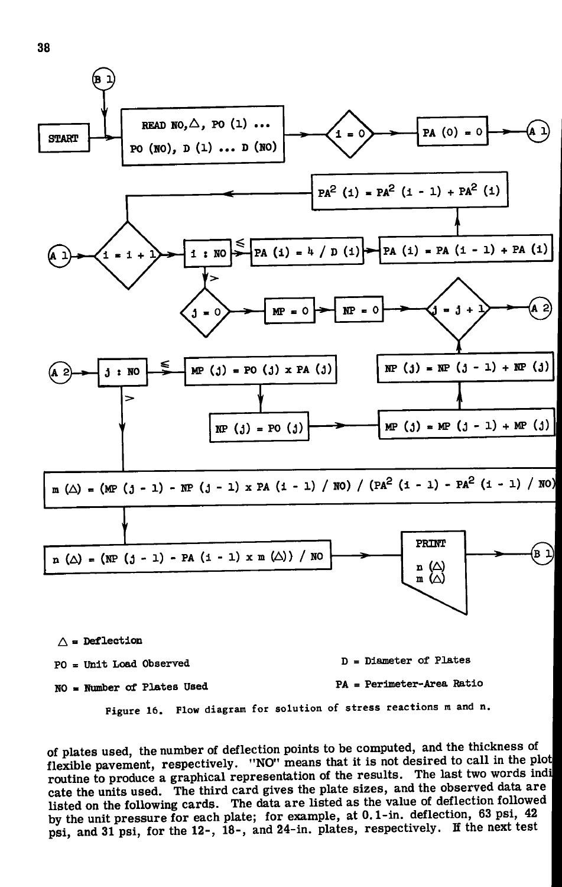START

READ NO, △, PO (1) ... PO (NO), D (1) ... D (NO)

i = 0

PA (0) = 0

(A 1)

i = i + 1

i : NO

≤ : PA (i) = 4 / D (i)

PA (i) = PA (i - 1) + PA (i)

$PA^2$ (i) = $PA^2$ (i - 1) + $PA^2$ (i)

> : j = 0

MP = 0

NP = 0

j = j + 1

(A 2)

j : NO

≤ : MP (j) = PO (j) x PA (j)

NP (j) = PO (j)

MP (j) = MP (j - 1) + MP (j)

NP (j) = NP (j - 1) + NP (j)

> : m (△) = (MP (j - 1) - NP (j - 1) x PA (i - 1) / NO) / ($PA^2$ (i - 1) - $PA^2$ (i - 1) / NO)

n (△) = (NP (j - 1) - PA (i - 1) x m (△)) / NO

PRINT n (△) m (△)

(B 1)

△ = Deflection

PO = Unit Load Observed

NO = Number of Plates Used

D = Diameter of Plates

PA = Perimeter-Area Ratio

Figure 16. Flow diagram for solution of stress reactions m and n.

of plates used, the number of deflection points to be computed, and the thickness of flexible pavement, respectively. "NO" means that it is not desired to call in the plot routine to produce a graphical representation of the results. The last two words indicate the units used. The third card gives the plate sizes, and the observed data are listed on the following cards. The data are listed as the value of deflection followed by the unit pressure for each plate; for example, at 0.1-in. deflection, 63 psi, 42 psi, and 31 psi, for the 12-, 18-, and 24-in. plates, respectively. If the next test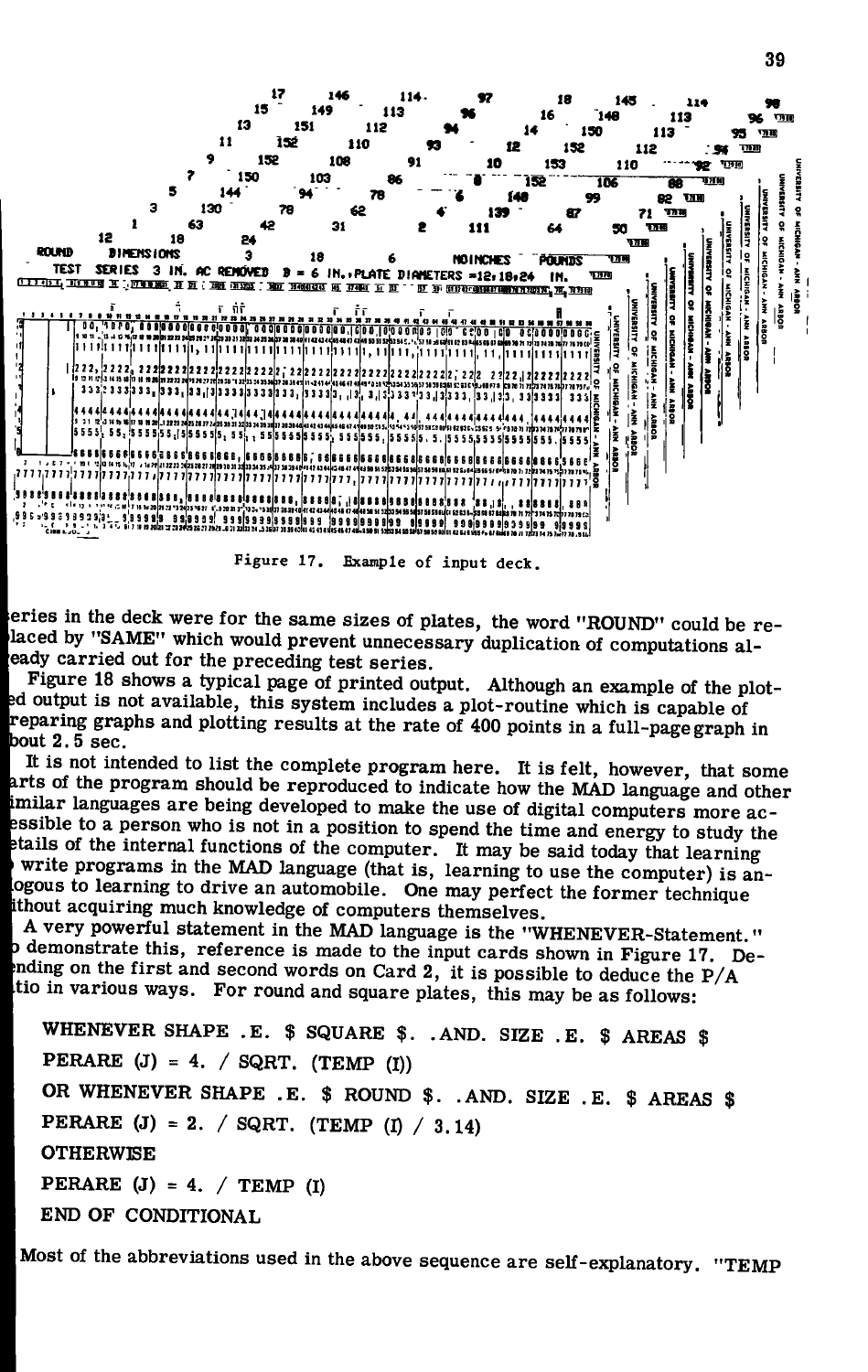Figure 17. Example of input deck.

eries in the deck were for the same sizes of plates, the word "ROUND" could be replaced by "SAME" which would prevent unnecessary duplication of computations already carried out for the preceding test series.

Figure 18 shows a typical page of printed output. Although an example of the plotted output is not available, this system includes a plot-routine which is capable of preparing graphs and plotting results at the rate of 400 points in a full-page graph in about 2.5 sec.

It is not intended to list the complete program here. It is felt, however, that some parts of the program should be reproduced to indicate how the MAD language and other similar languages are being developed to make the use of digital computers more accessible to a person who is not in a position to spend the time and energy to study the details of the internal functions of the computer. It may be said today that learning to write programs in the MAD language (that is, learning to use the computer) is analogous to learning to drive an automobile. One may perfect the former technique without acquiring much knowledge of computers themselves.

A very powerful statement in the MAD language is the "WHENEVER-Statement." To demonstrate this, reference is made to the input cards shown in Figure 17. Depending on the first and second words on Card 2, it is possible to deduce the P/A ratio in various ways. For round and square plates, this may be as follows:

```
WHENEVER SHAPE .E. $ SQUARE $. .AND. SIZE .E. $ AREAS $
PERARE (J) = 4. / SQRT. (TEMP (I))
OR WHENEVER SHAPE .E. $ ROUND $. .AND. SIZE .E. $ AREAS $
PERARE (J) = 2. / SQRT. (TEMP (I) / 3.14)
OTHERWISE
PERARE (J) = 4. / TEMP (I)
END OF CONDITIONAL
```

Most of the abbreviations used in the above sequence are self-explanatory. "TEMP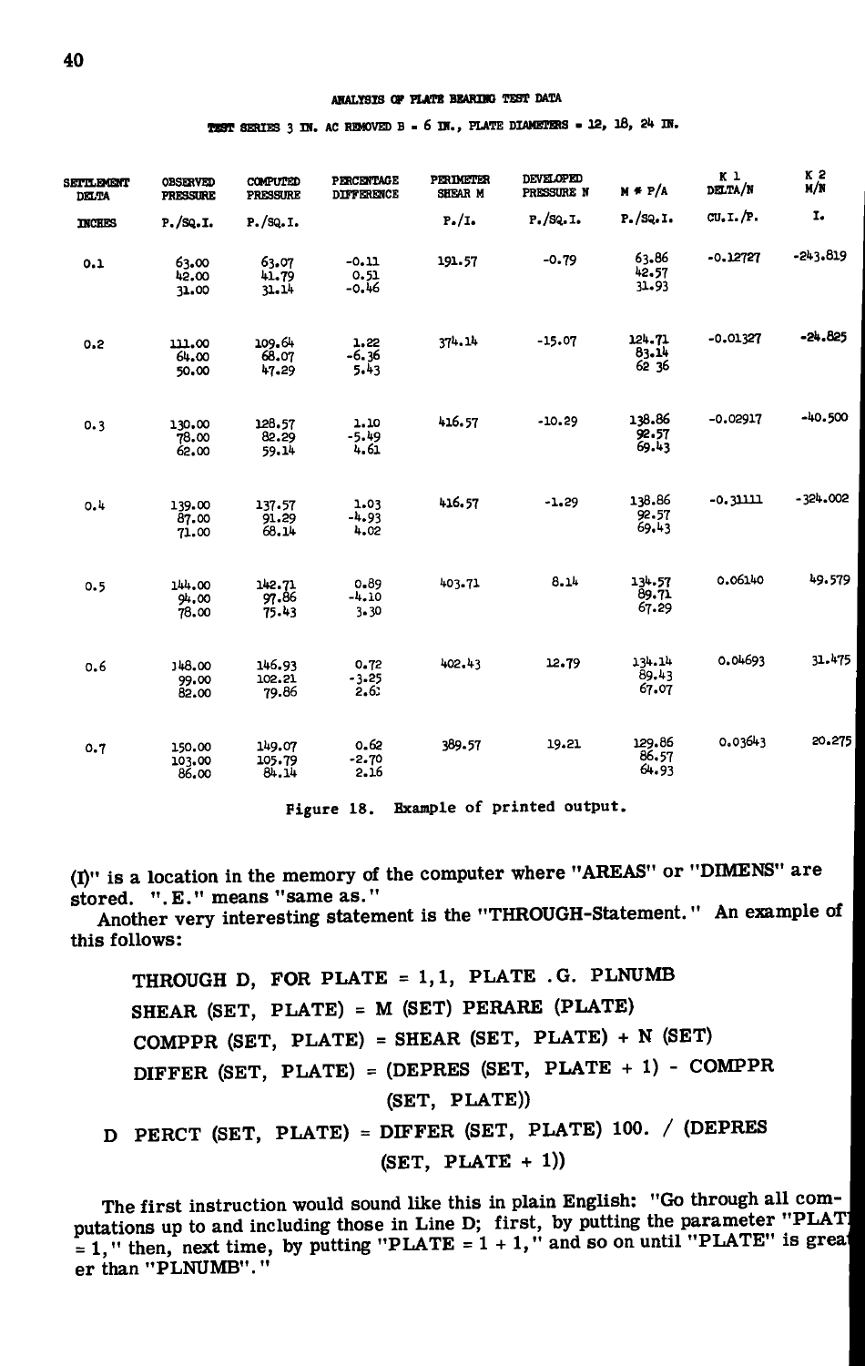ANALYSIS OF PLATE BEARING TEST DATA

TEST SERIES 3 IN. AC REMOVED B = 6 IN., PLATE DIAMETERS = 12, 18, 24 IN.

| SETTLEMENT DELTA | OBSERVED PRESSURE | COMPUTED PRESSURE | PERCENTAGE DIFFERENCE | PERIMETER SHEAR M | DEVELOPED PRESSURE N | M * P/A | K 1 DELTA/N | K 2 M/N |
|---|---|---|---|---|---|---|---|---|
| INCHES | P./SQ.I. | P./SQ.I. | | P./I. | P./SQ.I. | P./SQ.I. | CU.I./P. | I. |
| 0.1 | 63.00<br>42.00<br>31.00 | 63.07<br>41.79<br>31.14 | -0.11<br>0.51<br>-0.46 | 191.57 | -0.79 | 63.86<br>42.57<br>31.93 | -0.12727 | -243.819 |
| 0.2 | 111.00<br>64.00<br>50.00 | 109.64<br>68.07<br>47.29 | 1.22<br>-6.36<br>5.43 | 374.14 | -15.07 | 124.71<br>83.14<br>62 36 | -0.01327 | -24.825 |
| 0.3 | 130.00<br>78.00<br>62.00 | 128.57<br>82.29<br>59.14 | 1.10<br>-5.49<br>4.61 | 416.57 | -10.29 | 138.86<br>92.57<br>69.43 | -0.02917 | -40.500 |
| 0.4 | 139.00<br>87.00<br>71.00 | 137.57<br>91.29<br>68.14 | 1.03<br>-4.93<br>4.02 | 416.57 | -1.29 | 138.86<br>92.57<br>69.43 | -0.31111 | -324.002 |
| 0.5 | 144.00<br>94.00<br>78.00 | 142.71<br>97.86<br>75.43 | 0.89<br>-4.10<br>3.30 | 403.71 | 8.14 | 134.57<br>89.71<br>67.29 | 0.06140 | 49.579 |
| 0.6 | 148.00<br>99.00<br>82.00 | 146.93<br>102.21<br>79.86 | 0.72<br>-3.25<br>2.6: | 402.43 | 12.79 | 134.14<br>89.43<br>67.07 | 0.04693 | 31.475 |
| 0.7 | 150.00<br>103.00<br>86.00 | 149.07<br>105.79<br>84.14 | 0.62<br>-2.70<br>2.16 | 389.57 | 19.21 | 129.86<br>86.57<br>64.93 | 0.03643 | 20.275 |

Figure 18. Example of printed output.

(I)" is a location in the memory of the computer where "AREAS" or "DIMENS" are stored. ".E." means "same as."

Another very interesting statement is the "THROUGH-Statement." An example of this follows:

```
  THROUGH D, FOR PLATE = 1,1, PLATE .G. PLNUMB
  SHEAR (SET, PLATE) = M (SET) PERARE (PLATE)
  COMPPR (SET, PLATE) = SHEAR (SET, PLATE) + N (SET)
  DIFFER (SET, PLATE) = (DEPRES (SET, PLATE + 1) - COMPPR
                         (SET, PLATE))
D PERCT (SET, PLATE) = DIFFER (SET, PLATE) 100. / (DEPRES
                         (SET, PLATE + 1))
```

The first instruction would sound like this in plain English: "Go through all computations up to and including those in Line D; first, by putting the parameter "PLATE = 1," then, next time, by putting "PLATE = 1 + 1," and so on until "PLATE" is greater than "PLNUMB"."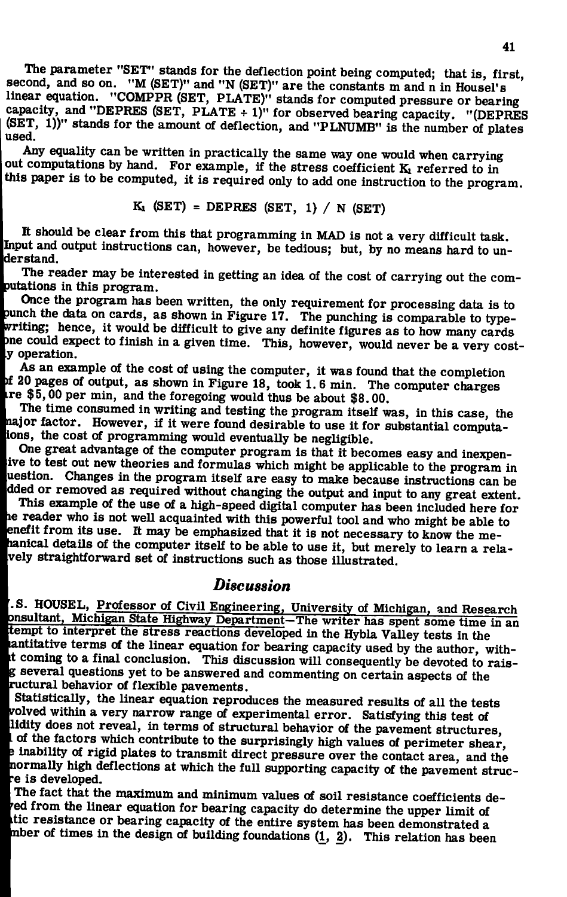The parameter "SET" stands for the deflection point being computed; that is, first, second, and so on. "M (SET)" and "N (SET)" are the constants m and n in Housel's linear equation. "COMPPR (SET, PLATE)" stands for computed pressure or bearing capacity, and "DEPRES (SET, PLATE + 1)" for observed bearing capacity. "(DEPRES (SET, 1))" stands for the amount of deflection, and "PLNUMB" is the number of plates used.

Any equality can be written in practically the same way one would when carrying out computations by hand. For example, if the stress coefficient $K_1$ referred to in this paper is to be computed, it is required only to add one instruction to the program.

$$K_1 \text{ (SET)} = \text{DEPRES (SET, 1) / N (SET)}$$

It should be clear from this that programming in MAD is not a very difficult task. Input and output instructions can, however, be tedious; but, by no means hard to understand.

The reader may be interested in getting an idea of the cost of carrying out the computations in this program.

Once the program has been written, the only requirement for processing data is to punch the data on cards, as shown in Figure 17. The punching is comparable to typewriting; hence, it would be difficult to give any definite figures as to how many cards one could expect to finish in a given time. This, however, would never be a very costly operation.

As an example of the cost of using the computer, it was found that the completion of 20 pages of output, as shown in Figure 18, took 1.6 min. The computer charges are \$5,00 per min, and the foregoing would thus be about \$8.00.

The time consumed in writing and testing the program itself was, in this case, the major factor. However, if it were found desirable to use it for substantial computations, the cost of programming would eventually be negligible.

One great advantage of the computer program is that it becomes easy and inexpensive to test out new theories and formulas which might be applicable to the program in question. Changes in the program itself are easy to make because instructions can be added or removed as required without changing the output and input to any great extent.

This example of the use of a high-speed digital computer has been included here for the reader who is not well acquainted with this powerful tool and who might be able to benefit from its use. It may be emphasized that it is not necessary to know the mechanical details of the computer itself to be able to use it, but merely to learn a relatively straightforward set of instructions such as those illustrated.

## *Discussion*

W.S. HOUSEL, Professor of Civil Engineering, University of Michigan, and Research Consultant, Michigan State Highway Department—The writer has spent some time in an attempt to interpret the stress reactions developed in the Hybla Valley tests in the quantitative terms of the linear equation for bearing capacity used by the author, without coming to a final conclusion. This discussion will consequently be devoted to raising several questions yet to be answered and commenting on certain aspects of the structural behavior of flexible pavements.

Statistically, the linear equation reproduces the measured results of all the tests involved within a very narrow range of experimental error. Satisfying this test of validity does not reveal, in terms of structural behavior of the pavement structures, all of the factors which contribute to the surprisingly high values of perimeter shear, the inability of rigid plates to transmit direct pressure over the contact area, and the abnormally high deflections at which the full supporting capacity of the pavement structure is developed.

The fact that the maximum and minimum values of soil resistance coefficients derived from the linear equation for bearing capacity do determine the upper limit of static resistance or bearing capacity of the entire system has been demonstrated a number of times in the design of building foundations (1, 2). This relation has been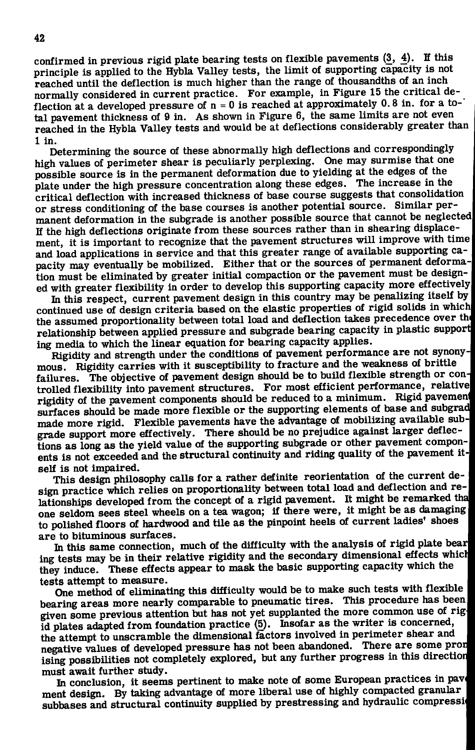confirmed in previous rigid plate bearing tests on flexible pavements (3, 4). If this principle is applied to the Hybla Valley tests, the limit of supporting capacity is not reached until the deflection is much higher than the range of thousandths of an inch normally considered in current practice. For example, in Figure 15 the critical deflection at a developed pressure of $n = 0$ is reached at approximately 0.8 in. for a total pavement thickness of 9 in. As shown in Figure 6, the same limits are not even reached in the Hybla Valley tests and would be at deflections considerably greater than 1 in.

Determining the source of these abnormally high deflections and correspondingly high values of perimeter shear is peculiarly perplexing. One may surmise that one possible source is in the permanent deformation due to yielding at the edges of the plate under the high pressure concentration along these edges. The increase in the critical deflection with increased thickness of base course suggests that consolidation or stress conditioning of the base courses is another potential source. Similar permanent deformation in the subgrade is another possible source that cannot be neglected. If the high deflections originate from these sources rather than in shearing displacement, it is important to recognize that the pavement structures will improve with time and load applications in service and that this greater range of available supporting capacity may eventually be mobilized. Either that or the sources of permanent deformation must be eliminated by greater initial compaction or the pavement must be designed with greater flexibility in order to develop this supporting capacity more effectively.

In this respect, current pavement design in this country may be penalizing itself by continued use of design criteria based on the elastic properties of rigid solids in which the assumed proportionality between total load and deflection takes precedence over the relationship between applied pressure and subgrade bearing capacity in plastic supporting media to which the linear equation for bearing capacity applies.

Rigidity and strength under the conditions of pavement performance are not synonymous. Rigidity carries with it susceptibility to fracture and the weakness of brittle failures. The objective of pavement design should be to build flexible strength or controlled flexibility into pavement structures. For most efficient performance, relative rigidity of the pavement components should be reduced to a minimum. Rigid pavement surfaces should be made more flexible or the supporting elements of base and subgrade made more rigid. Flexible pavements have the advantage of mobilizing available subgrade support more effectively. There should be no prejudice against larger deflections as long as the yield value of the supporting subgrade or other pavement components is not exceeded and the structural continuity and riding quality of the pavement itself is not impaired.

This design philosophy calls for a rather definite reorientation of the current design practice which relies on proportionality between total load and deflection and relationships developed from the concept of a rigid pavement. It might be remarked that one seldom sees steel wheels on a tea wagon; if there were, it might be as damaging to polished floors of hardwood and tile as the pinpoint heels of current ladies' shoes are to bituminous surfaces.

In this same connection, much of the difficulty with the analysis of rigid plate bearing tests may be in their relative rigidity and the secondary dimensional effects which they induce. These effects appear to mask the basic supporting capacity which the tests attempt to measure.

One method of eliminating this difficulty would be to make such tests with flexible bearing areas more nearly comparable to pneumatic tires. This procedure has been given some previous attention but has not yet supplanted the more common use of rigid plates adapted from foundation practice (5). Insofar as the writer is concerned, the attempt to unscramble the dimensional factors involved in perimeter shear and negative values of developed pressure has not been abandoned. There are some promising possibilities not completely explored, but any further progress in this direction must await further study.

In conclusion, it seems pertinent to make note of some European practices in pavement design. By taking advantage of more liberal use of highly compacted granular subbases and structural continuity supplied by prestressing and hydraulic compressi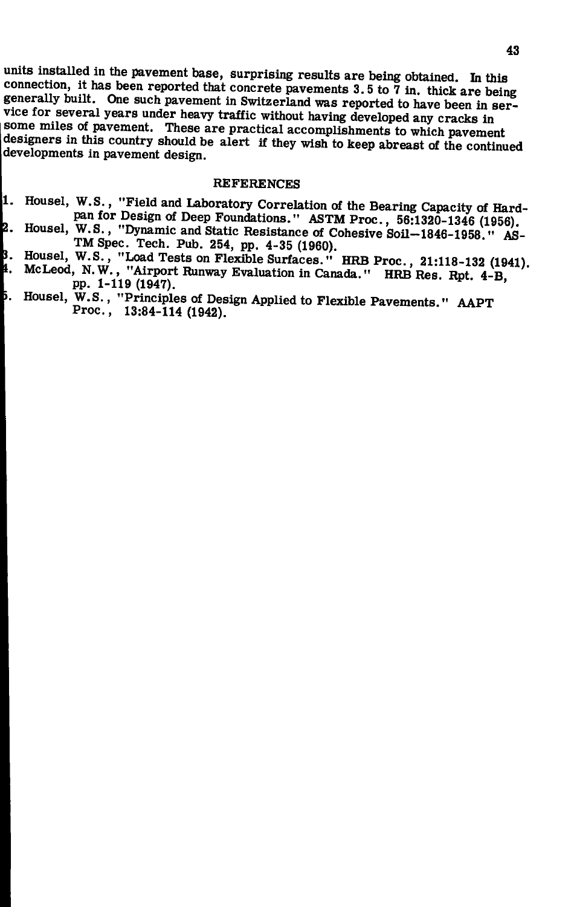units installed in the pavement base, surprising results are being obtained. In this connection, it has been reported that concrete pavements 3.5 to 7 in. thick are being generally built. One such pavement in Switzerland was reported to have been in service for several years under heavy traffic without having developed any cracks in some miles of pavement. These are practical accomplishments to which pavement designers in this country should be alert if they wish to keep abreast of the continued developments in pavement design.

## REFERENCES

1. Housel, W.S., "Field and Laboratory Correlation of the Bearing Capacity of Hardpan for Design of Deep Foundations." ASTM Proc., 56:1320-1346 (1956).
2. Housel, W.S., "Dynamic and Static Resistance of Cohesive Soil—1846-1958." ASTM Spec. Tech. Pub. 254, pp. 4-35 (1960).
3. Housel, W.S., "Load Tests on Flexible Surfaces." HRB Proc., 21:118-132 (1941).
4. McLeod, N.W., "Airport Runway Evaluation in Canada." HRB Res. Rpt. 4-B, pp. 1-119 (1947).
5. Housel, W.S., "Principles of Design Applied to Flexible Pavements." AAPT Proc., 13:84-114 (1942).